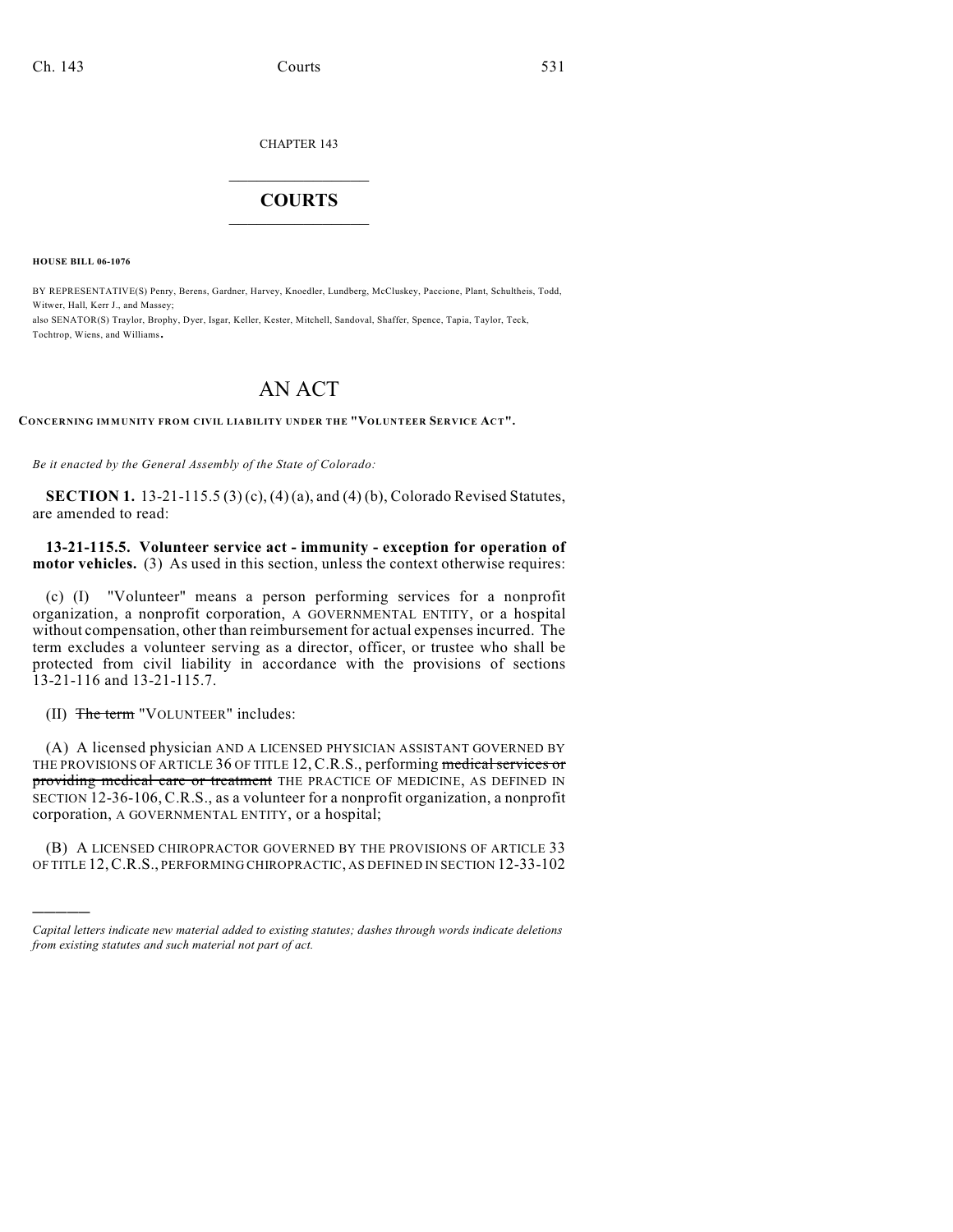CHAPTER 143

# COURTS

**HOUSE BILL 06-1076**

BY REPRESENTATIVE(S) Penry, Berens, Gardner, Harvey, Knoedler, Lundberg, McCluskey, Paccione, Plant, Schultheis, Todd, Witwer, Hall, Kerr J., and Massey;
also SENATOR(S) Traylor, Brophy, Dyer, Isgar, Keller, Kester, Mitchell, Sandoval, Shaffer, Spence, Tapia, Taylor, Teck, Tochtrop, Wiens, and Williams.

# AN ACT

**CONCERNING IMMUNITY FROM CIVIL LIABILITY UNDER THE "VOLUNTEER SERVICE ACT".**

*Be it enacted by the General Assembly of the State of Colorado:*

**SECTION 1.** 13-21-115.5 (3) (c), (4) (a), and (4) (b), Colorado Revised Statutes, are amended to read:

**13-21-115.5. Volunteer service act - immunity - exception for operation of motor vehicles.** (3) As used in this section, unless the context otherwise requires:

(c) (I) "Volunteer" means a person performing services for a nonprofit organization, a nonprofit corporation, A GOVERNMENTAL ENTITY, or a hospital without compensation, other than reimbursement for actual expenses incurred. The term excludes a volunteer serving as a director, officer, or trustee who shall be protected from civil liability in accordance with the provisions of sections 13-21-116 and 13-21-115.7.

(II) ~~The term~~ "VOLUNTEER" includes:

(A) A licensed physician AND A LICENSED PHYSICIAN ASSISTANT GOVERNED BY THE PROVISIONS OF ARTICLE 36 OF TITLE 12, C.R.S., performing ~~medical services or providing medical care or treatment~~ THE PRACTICE OF MEDICINE, AS DEFINED IN SECTION 12-36-106, C.R.S., as a volunteer for a nonprofit organization, a nonprofit corporation, A GOVERNMENTAL ENTITY, or a hospital;

(B) A LICENSED CHIROPRACTOR GOVERNED BY THE PROVISIONS OF ARTICLE 33 OF TITLE 12, C.R.S., PERFORMING CHIROPRACTIC, AS DEFINED IN SECTION 12-33-102

---

*Capital letters indicate new material added to existing statutes; dashes through words indicate deletions from existing statutes and such material not part of act.*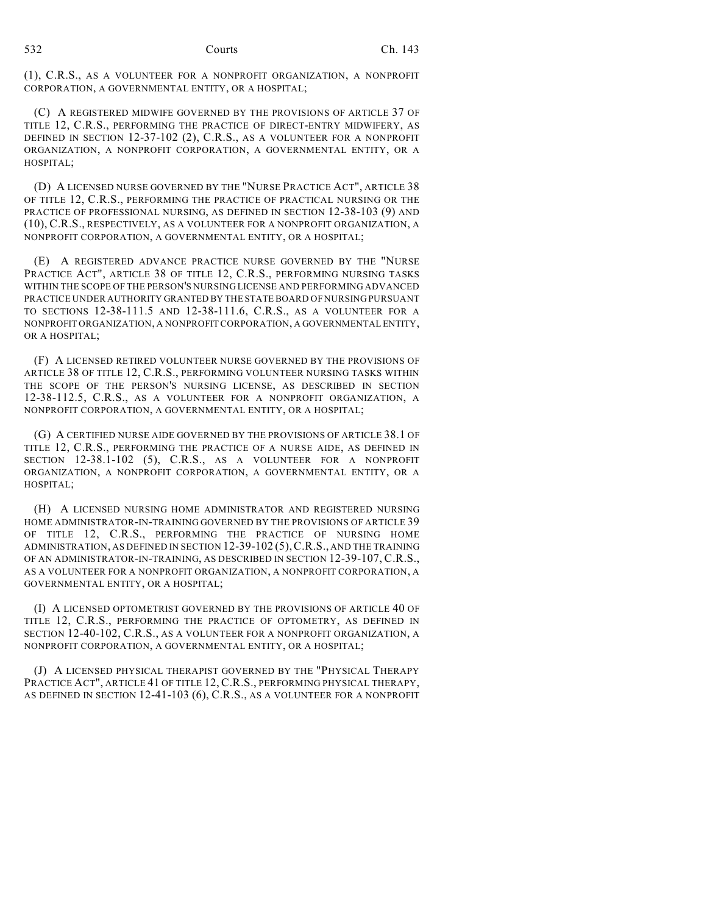(1), C.R.S., AS A VOLUNTEER FOR A NONPROFIT ORGANIZATION, A NONPROFIT CORPORATION, A GOVERNMENTAL ENTITY, OR A HOSPITAL;

(C) A REGISTERED MIDWIFE GOVERNED BY THE PROVISIONS OF ARTICLE 37 OF TITLE 12, C.R.S., PERFORMING THE PRACTICE OF DIRECT-ENTRY MIDWIFERY, AS DEFINED IN SECTION 12-37-102 (2), C.R.S., AS A VOLUNTEER FOR A NONPROFIT ORGANIZATION, A NONPROFIT CORPORATION, A GOVERNMENTAL ENTITY, OR A HOSPITAL;

(D) A LICENSED NURSE GOVERNED BY THE "NURSE PRACTICE ACT", ARTICLE 38 OF TITLE 12, C.R.S., PERFORMING THE PRACTICE OF PRACTICAL NURSING OR THE PRACTICE OF PROFESSIONAL NURSING, AS DEFINED IN SECTION 12-38-103 (9) AND (10), C.R.S., RESPECTIVELY, AS A VOLUNTEER FOR A NONPROFIT ORGANIZATION, A NONPROFIT CORPORATION, A GOVERNMENTAL ENTITY, OR A HOSPITAL;

(E) A REGISTERED ADVANCE PRACTICE NURSE GOVERNED BY THE "NURSE PRACTICE ACT", ARTICLE 38 OF TITLE 12, C.R.S., PERFORMING NURSING TASKS WITHIN THE SCOPE OF THE PERSON'S NURSING LICENSE AND PERFORMING ADVANCED PRACTICE UNDER AUTHORITY GRANTED BY THE STATE BOARD OF NURSING PURSUANT TO SECTIONS 12-38-111.5 AND 12-38-111.6, C.R.S., AS A VOLUNTEER FOR A NONPROFIT ORGANIZATION, A NONPROFIT CORPORATION, A GOVERNMENTAL ENTITY, OR A HOSPITAL;

(F) A LICENSED RETIRED VOLUNTEER NURSE GOVERNED BY THE PROVISIONS OF ARTICLE 38 OF TITLE 12, C.R.S., PERFORMING VOLUNTEER NURSING TASKS WITHIN THE SCOPE OF THE PERSON'S NURSING LICENSE, AS DESCRIBED IN SECTION 12-38-112.5, C.R.S., AS A VOLUNTEER FOR A NONPROFIT ORGANIZATION, A NONPROFIT CORPORATION, A GOVERNMENTAL ENTITY, OR A HOSPITAL;

(G) A CERTIFIED NURSE AIDE GOVERNED BY THE PROVISIONS OF ARTICLE 38.1 OF TITLE 12, C.R.S., PERFORMING THE PRACTICE OF A NURSE AIDE, AS DEFINED IN SECTION 12-38.1-102 (5), C.R.S., AS A VOLUNTEER FOR A NONPROFIT ORGANIZATION, A NONPROFIT CORPORATION, A GOVERNMENTAL ENTITY, OR A HOSPITAL;

(H) A LICENSED NURSING HOME ADMINISTRATOR AND REGISTERED NURSING HOME ADMINISTRATOR-IN-TRAINING GOVERNED BY THE PROVISIONS OF ARTICLE 39 OF TITLE 12, C.R.S., PERFORMING THE PRACTICE OF NURSING HOME ADMINISTRATION, AS DEFINED IN SECTION 12-39-102 (5), C.R.S., AND THE TRAINING OF AN ADMINISTRATOR-IN-TRAINING, AS DESCRIBED IN SECTION 12-39-107, C.R.S., AS A VOLUNTEER FOR A NONPROFIT ORGANIZATION, A NONPROFIT CORPORATION, A GOVERNMENTAL ENTITY, OR A HOSPITAL;

(I) A LICENSED OPTOMETRIST GOVERNED BY THE PROVISIONS OF ARTICLE 40 OF TITLE 12, C.R.S., PERFORMING THE PRACTICE OF OPTOMETRY, AS DEFINED IN SECTION 12-40-102, C.R.S., AS A VOLUNTEER FOR A NONPROFIT ORGANIZATION, A NONPROFIT CORPORATION, A GOVERNMENTAL ENTITY, OR A HOSPITAL;

(J) A LICENSED PHYSICAL THERAPIST GOVERNED BY THE "PHYSICAL THERAPY PRACTICE ACT", ARTICLE 41 OF TITLE 12, C.R.S., PERFORMING PHYSICAL THERAPY, AS DEFINED IN SECTION 12-41-103 (6), C.R.S., AS A VOLUNTEER FOR A NONPROFIT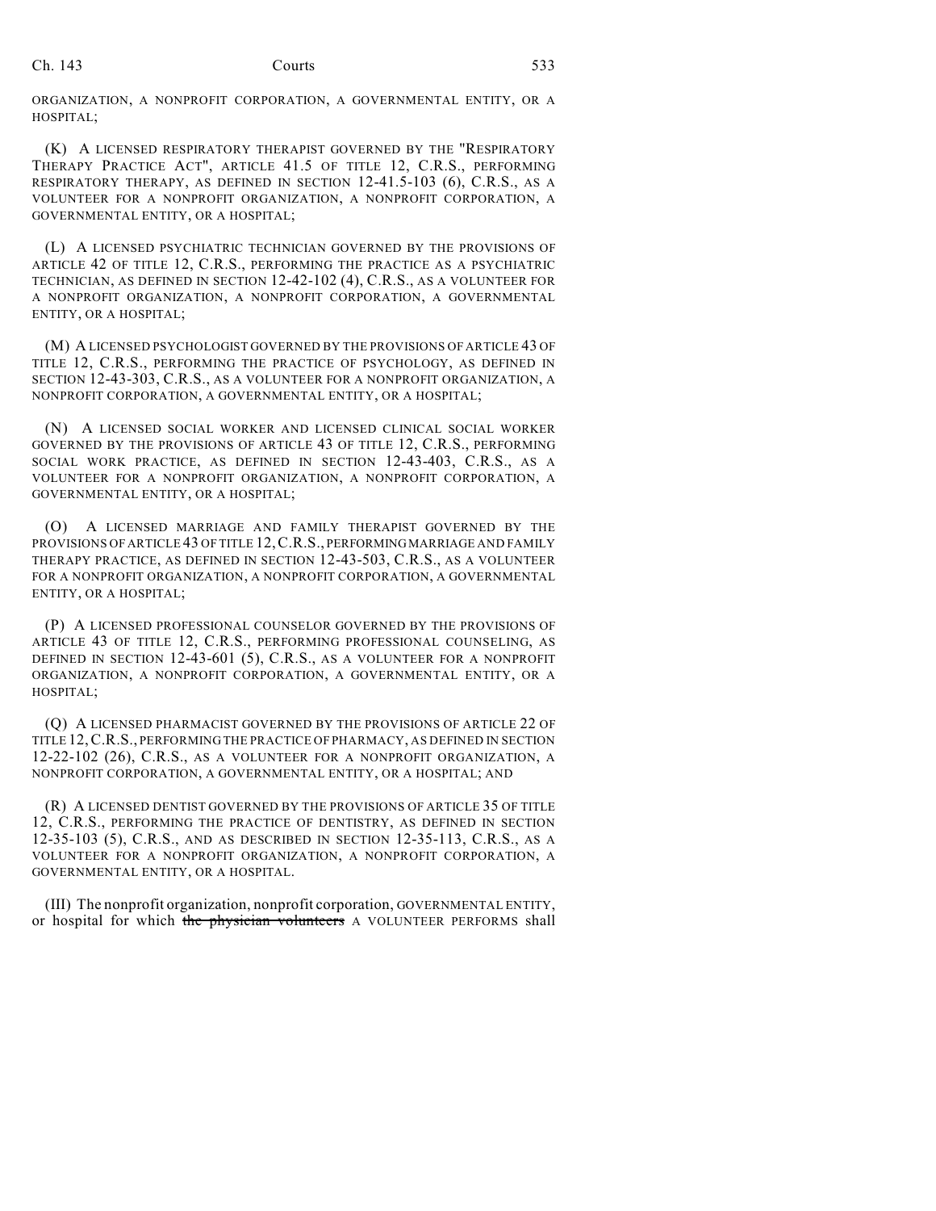ORGANIZATION, A NONPROFIT CORPORATION, A GOVERNMENTAL ENTITY, OR A HOSPITAL;

(K) A LICENSED RESPIRATORY THERAPIST GOVERNED BY THE "RESPIRATORY THERAPY PRACTICE ACT", ARTICLE 41.5 OF TITLE 12, C.R.S., PERFORMING RESPIRATORY THERAPY, AS DEFINED IN SECTION 12-41.5-103 (6), C.R.S., AS A VOLUNTEER FOR A NONPROFIT ORGANIZATION, A NONPROFIT CORPORATION, A GOVERNMENTAL ENTITY, OR A HOSPITAL;

(L) A LICENSED PSYCHIATRIC TECHNICIAN GOVERNED BY THE PROVISIONS OF ARTICLE 42 OF TITLE 12, C.R.S., PERFORMING THE PRACTICE AS A PSYCHIATRIC TECHNICIAN, AS DEFINED IN SECTION 12-42-102 (4), C.R.S., AS A VOLUNTEER FOR A NONPROFIT ORGANIZATION, A NONPROFIT CORPORATION, A GOVERNMENTAL ENTITY, OR A HOSPITAL;

(M) A LICENSED PSYCHOLOGIST GOVERNED BY THE PROVISIONS OF ARTICLE 43 OF TITLE 12, C.R.S., PERFORMING THE PRACTICE OF PSYCHOLOGY, AS DEFINED IN SECTION 12-43-303, C.R.S., AS A VOLUNTEER FOR A NONPROFIT ORGANIZATION, A NONPROFIT CORPORATION, A GOVERNMENTAL ENTITY, OR A HOSPITAL;

(N) A LICENSED SOCIAL WORKER AND LICENSED CLINICAL SOCIAL WORKER GOVERNED BY THE PROVISIONS OF ARTICLE 43 OF TITLE 12, C.R.S., PERFORMING SOCIAL WORK PRACTICE, AS DEFINED IN SECTION 12-43-403, C.R.S., AS A VOLUNTEER FOR A NONPROFIT ORGANIZATION, A NONPROFIT CORPORATION, A GOVERNMENTAL ENTITY, OR A HOSPITAL;

(O) A LICENSED MARRIAGE AND FAMILY THERAPIST GOVERNED BY THE PROVISIONS OF ARTICLE 43 OF TITLE 12, C.R.S., PERFORMING MARRIAGE AND FAMILY THERAPY PRACTICE, AS DEFINED IN SECTION 12-43-503, C.R.S., AS A VOLUNTEER FOR A NONPROFIT ORGANIZATION, A NONPROFIT CORPORATION, A GOVERNMENTAL ENTITY, OR A HOSPITAL;

(P) A LICENSED PROFESSIONAL COUNSELOR GOVERNED BY THE PROVISIONS OF ARTICLE 43 OF TITLE 12, C.R.S., PERFORMING PROFESSIONAL COUNSELING, AS DEFINED IN SECTION 12-43-601 (5), C.R.S., AS A VOLUNTEER FOR A NONPROFIT ORGANIZATION, A NONPROFIT CORPORATION, A GOVERNMENTAL ENTITY, OR A HOSPITAL;

(Q) A LICENSED PHARMACIST GOVERNED BY THE PROVISIONS OF ARTICLE 22 OF TITLE 12, C.R.S., PERFORMING THE PRACTICE OF PHARMACY, AS DEFINED IN SECTION 12-22-102 (26), C.R.S., AS A VOLUNTEER FOR A NONPROFIT ORGANIZATION, A NONPROFIT CORPORATION, A GOVERNMENTAL ENTITY, OR A HOSPITAL; AND

(R) A LICENSED DENTIST GOVERNED BY THE PROVISIONS OF ARTICLE 35 OF TITLE 12, C.R.S., PERFORMING THE PRACTICE OF DENTISTRY, AS DEFINED IN SECTION 12-35-103 (5), C.R.S., AND AS DESCRIBED IN SECTION 12-35-113, C.R.S., AS A VOLUNTEER FOR A NONPROFIT ORGANIZATION, A NONPROFIT CORPORATION, A GOVERNMENTAL ENTITY, OR A HOSPITAL.

(III) The nonprofit organization, nonprofit corporation, GOVERNMENTAL ENTITY, or hospital for which ~~the physician volunteers~~ A VOLUNTEER PERFORMS shall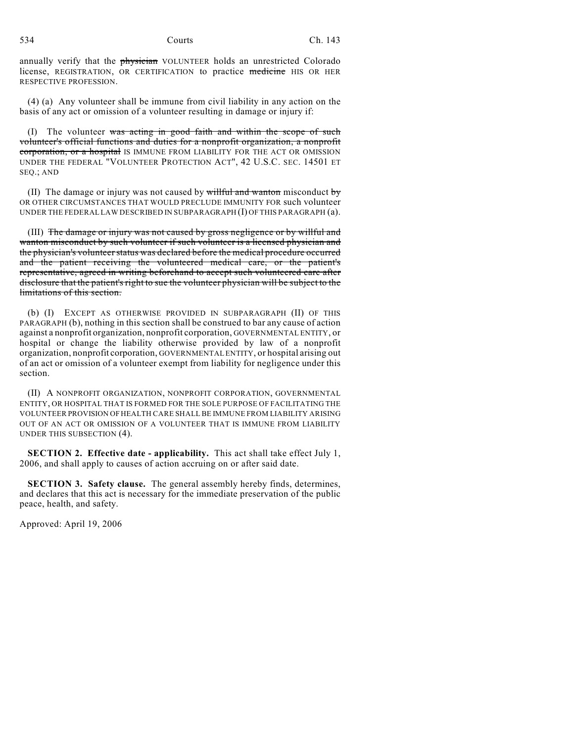annually verify that the ~~physician~~ VOLUNTEER holds an unrestricted Colorado license, REGISTRATION, OR CERTIFICATION to practice ~~medicine~~ HIS OR HER RESPECTIVE PROFESSION.

(4) (a) Any volunteer shall be immune from civil liability in any action on the basis of any act or omission of a volunteer resulting in damage or injury if:

(I) The volunteer ~~was acting in good faith and within the scope of such volunteer's official functions and duties for a nonprofit organization, a nonprofit corporation, or a hospital~~ IS IMMUNE FROM LIABILITY FOR THE ACT OR OMISSION UNDER THE FEDERAL "VOLUNTEER PROTECTION ACT", 42 U.S.C. SEC. 14501 ET SEQ.; AND

(II) The damage or injury was not caused by ~~willful and wanton~~ misconduct ~~by~~ OR OTHER CIRCUMSTANCES THAT WOULD PRECLUDE IMMUNITY FOR such volunteer UNDER THE FEDERAL LAW DESCRIBED IN SUBPARAGRAPH (I) OF THIS PARAGRAPH (a).

(III) ~~The damage or injury was not caused by gross negligence or by willful and wanton misconduct by such volunteer if such volunteer is a licensed physician and the physician's volunteer status was declared before the medical procedure occurred and the patient receiving the volunteered medical care, or the patient's representative, agreed in writing beforehand to accept such volunteered care after disclosure that the patient's right to sue the volunteer physician will be subject to the limitations of this section.~~

(b) (I) EXCEPT AS OTHERWISE PROVIDED IN SUBPARAGRAPH (II) OF THIS PARAGRAPH (b), nothing in this section shall be construed to bar any cause of action against a nonprofit organization, nonprofit corporation, GOVERNMENTAL ENTITY, or hospital or change the liability otherwise provided by law of a nonprofit organization, nonprofit corporation, GOVERNMENTAL ENTITY, or hospital arising out of an act or omission of a volunteer exempt from liability for negligence under this section.

(II) A NONPROFIT ORGANIZATION, NONPROFIT CORPORATION, GOVERNMENTAL ENTITY, OR HOSPITAL THAT IS FORMED FOR THE SOLE PURPOSE OF FACILITATING THE VOLUNTEER PROVISION OF HEALTH CARE SHALL BE IMMUNE FROM LIABILITY ARISING OUT OF AN ACT OR OMISSION OF A VOLUNTEER THAT IS IMMUNE FROM LIABILITY UNDER THIS SUBSECTION (4).

**SECTION 2. Effective date - applicability.** This act shall take effect July 1, 2006, and shall apply to causes of action accruing on or after said date.

**SECTION 3. Safety clause.** The general assembly hereby finds, determines, and declares that this act is necessary for the immediate preservation of the public peace, health, and safety.

Approved: April 19, 2006